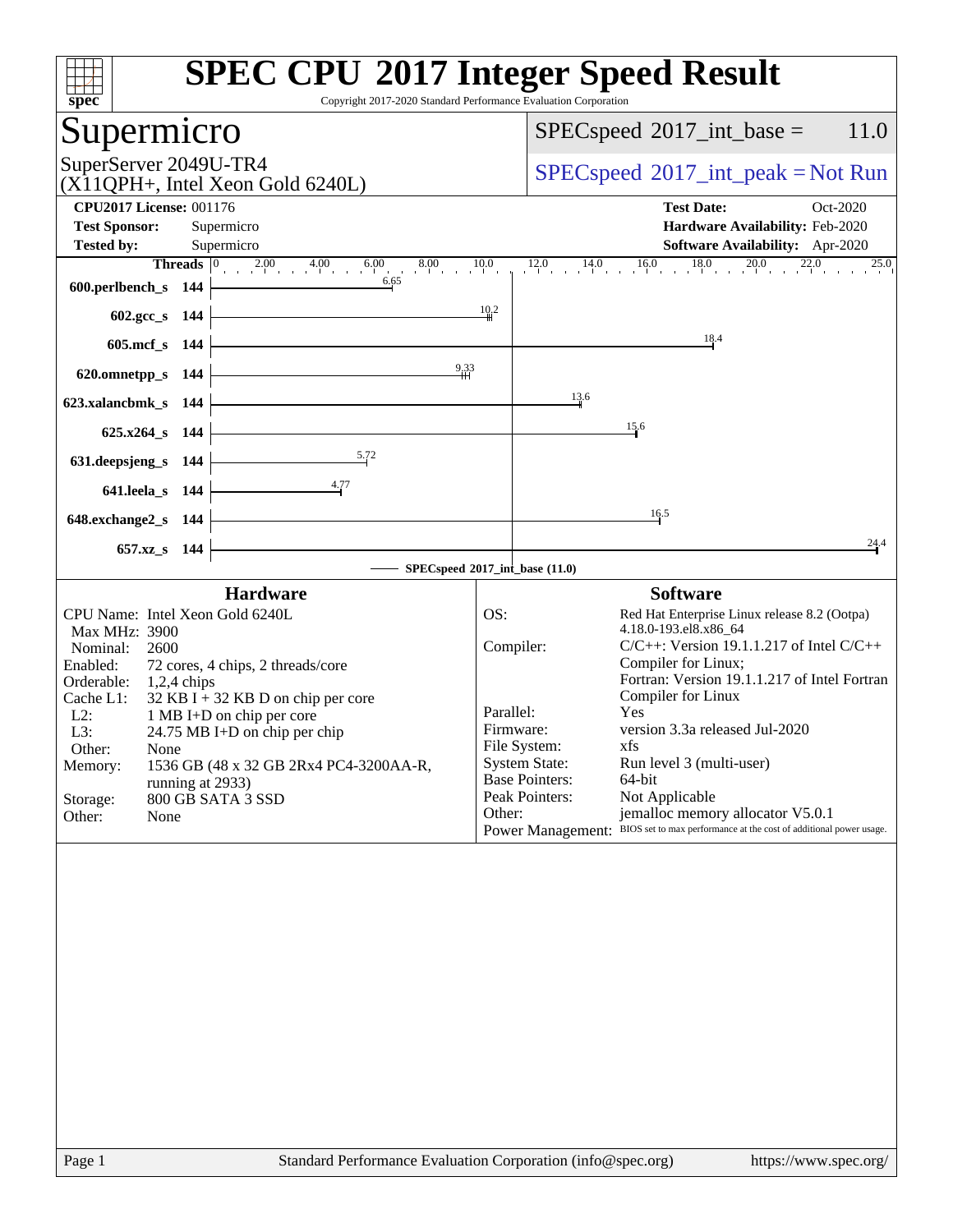# SPEC CPU 2017 Integer Speed Result

Copyright 2017-2020 Standard Performance Evaluation Corporation

## Supermicro

SuperServer 2049U-TR4
(X11QPH+, Intel Xeon Gold 6240L)

SPECspeed 2017_int_base = 11.0

SPECspeed 2017_int_peak = Not Run

| | | | |
|---|---|---|---|
| **CPU2017 License:** | 001176 | **Test Date:** | Oct-2020 |
| **Test Sponsor:** | Supermicro | **Hardware Availability:** | Feb-2020 |
| **Tested by:** | Supermicro | **Software Availability:** | Apr-2020 |

| Benchmark | Threads | SPECspeed 2017_int_base (11.0) |
|---|---|---|
| 600.perlbench_s | 144 | 6.65 |
| 602.gcc_s | 144 | 10.2 |
| 605.mcf_s | 144 | 18.4 |
| 620.omnetpp_s | 144 | 9.33 |
| 623.xalancbmk_s | 144 | 13.6 |
| 625.x264_s | 144 | 15.6 |
| 631.deepsjeng_s | 144 | 5.72 |
| 641.leela_s | 144 | 4.77 |
| 648.exchange2_s | 144 | 16.5 |
| 657.xz_s | 144 | 24.4 |

### Hardware

| | |
|---|---|
| CPU Name: | Intel Xeon Gold 6240L |
| Max MHz: | 3900 |
| Nominal: | 2600 |
| Enabled: | 72 cores, 4 chips, 2 threads/core |
| Orderable: | 1,2,4 chips |
| Cache L1: | 32 KB I + 32 KB D on chip per core |
| L2: | 1 MB I+D on chip per core |
| L3: | 24.75 MB I+D on chip per chip |
| Other: | None |
| Memory: | 1536 GB (48 x 32 GB 2Rx4 PC4-3200AA-R, running at 2933) |
| Storage: | 800 GB SATA 3 SSD |
| Other: | None |

### Software

| | |
|---|---|
| OS: | Red Hat Enterprise Linux release 8.2 (Ootpa) 4.18.0-193.el8.x86_64 |
| Compiler: | C/C++: Version 19.1.1.217 of Intel C/C++ Compiler for Linux; Fortran: Version 19.1.1.217 of Intel Fortran Compiler for Linux |
| Parallel: | Yes |
| Firmware: | version 3.3a released Jul-2020 |
| File System: | xfs |
| System State: | Run level 3 (multi-user) |
| Base Pointers: | 64-bit |
| Peak Pointers: | Not Applicable |
| Other: | jemalloc memory allocator V5.0.1 |
| Power Management: | BIOS set to max performance at the cost of additional power usage. |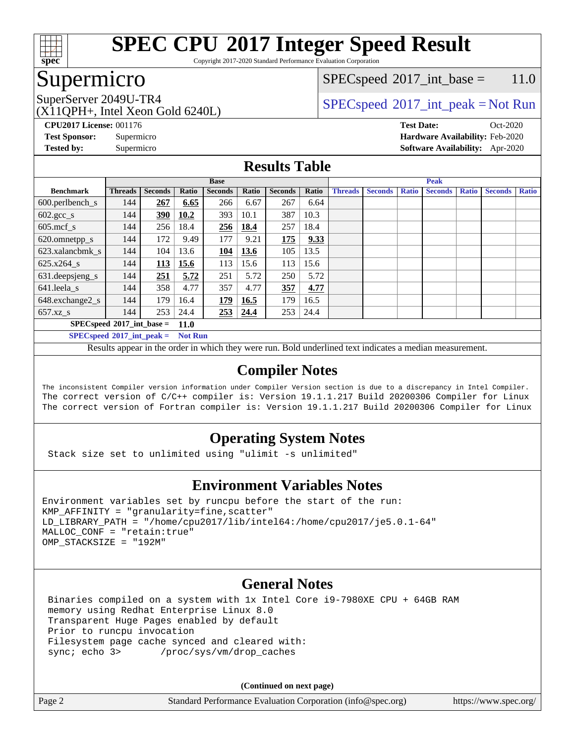# SPEC CPU 2017 Integer Speed Result

Copyright 2017-2020 Standard Performance Evaluation Corporation

## Supermicro

SuperServer 2049U-TR4
(X11QPH+, Intel Xeon Gold 6240L)

SPECspeed 2017_int_base = 11.0

SPECspeed 2017_int_peak = Not Run

**CPU2017 License:** 001176
**Test Sponsor:** Supermicro
**Tested by:** Supermicro

**Test Date:** Oct-2020
**Hardware Availability:** Feb-2020
**Software Availability:** Apr-2020

## Results Table

| | Base | | | | | | | Peak | | | | | | |
|---|---|---|---|---|---|---|---|---|---|---|---|---|---|---|
| **Benchmark** | **Threads** | **Seconds** | **Ratio** | **Seconds** | **Ratio** | **Seconds** | **Ratio** | **Threads** | **Seconds** | **Ratio** | **Seconds** | **Ratio** | **Seconds** | **Ratio** |
| 600.perlbench_s | 144 | **267** | **6.65** | 266 | 6.67 | 267 | 6.64 | | | | | | | |
| 602.gcc_s | 144 | **390** | **10.2** | 393 | 10.1 | 387 | 10.3 | | | | | | | |
| 605.mcf_s | 144 | 256 | 18.4 | **256** | **18.4** | 257 | 18.4 | | | | | | | |
| 620.omnetpp_s | 144 | 172 | 9.49 | 177 | 9.21 | **175** | **9.33** | | | | | | | |
| 623.xalancbmk_s | 144 | 104 | 13.6 | **104** | **13.6** | 105 | 13.5 | | | | | | | |
| 625.x264_s | 144 | **113** | **15.6** | 113 | 15.6 | 113 | 15.6 | | | | | | | |
| 631.deepsjeng_s | 144 | **251** | **5.72** | 251 | 5.72 | 250 | 5.72 | | | | | | | |
| 641.leela_s | 144 | 358 | 4.77 | 357 | 4.77 | **357** | **4.77** | | | | | | | |
| 648.exchange2_s | 144 | 179 | 16.4 | **179** | **16.5** | 179 | 16.5 | | | | | | | |
| 657.xz_s | 144 | 253 | 24.4 | **253** | **24.4** | 253 | 24.4 | | | | | | | |
| **SPECspeed 2017_int_base =** | | | **11.0** | | | | | | | | | | | |
| **SPECspeed 2017_int_peak =** | | | **Not Run** | | | | | | | | | | | |

Results appear in the order in which they were run. Bold underlined text indicates a median measurement.

## Compiler Notes

```
The inconsistent Compiler version information under Compiler Version section is due to a discrepancy in Intel Compiler.
The correct version of C/C++ compiler is: Version 19.1.1.217 Build 20200306 Compiler for Linux
The correct version of Fortran compiler is: Version 19.1.1.217 Build 20200306 Compiler for Linux
```

## Operating System Notes

```
Stack size set to unlimited using "ulimit -s unlimited"
```

## Environment Variables Notes

```
Environment variables set by runcpu before the start of the run:
KMP_AFFINITY = "granularity=fine,scatter"
LD_LIBRARY_PATH = "/home/cpu2017/lib/intel64:/home/cpu2017/je5.0.1-64"
MALLOC_CONF = "retain:true"
OMP_STACKSIZE = "192M"
```

## General Notes

```
Binaries compiled on a system with 1x Intel Core i9-7980XE CPU + 64GB RAM
memory using Redhat Enterprise Linux 8.0
Transparent Huge Pages enabled by default
Prior to runcpu invocation
Filesystem page cache synced and cleared with:
sync; echo 3>       /proc/sys/vm/drop_caches
```

**(Continued on next page)**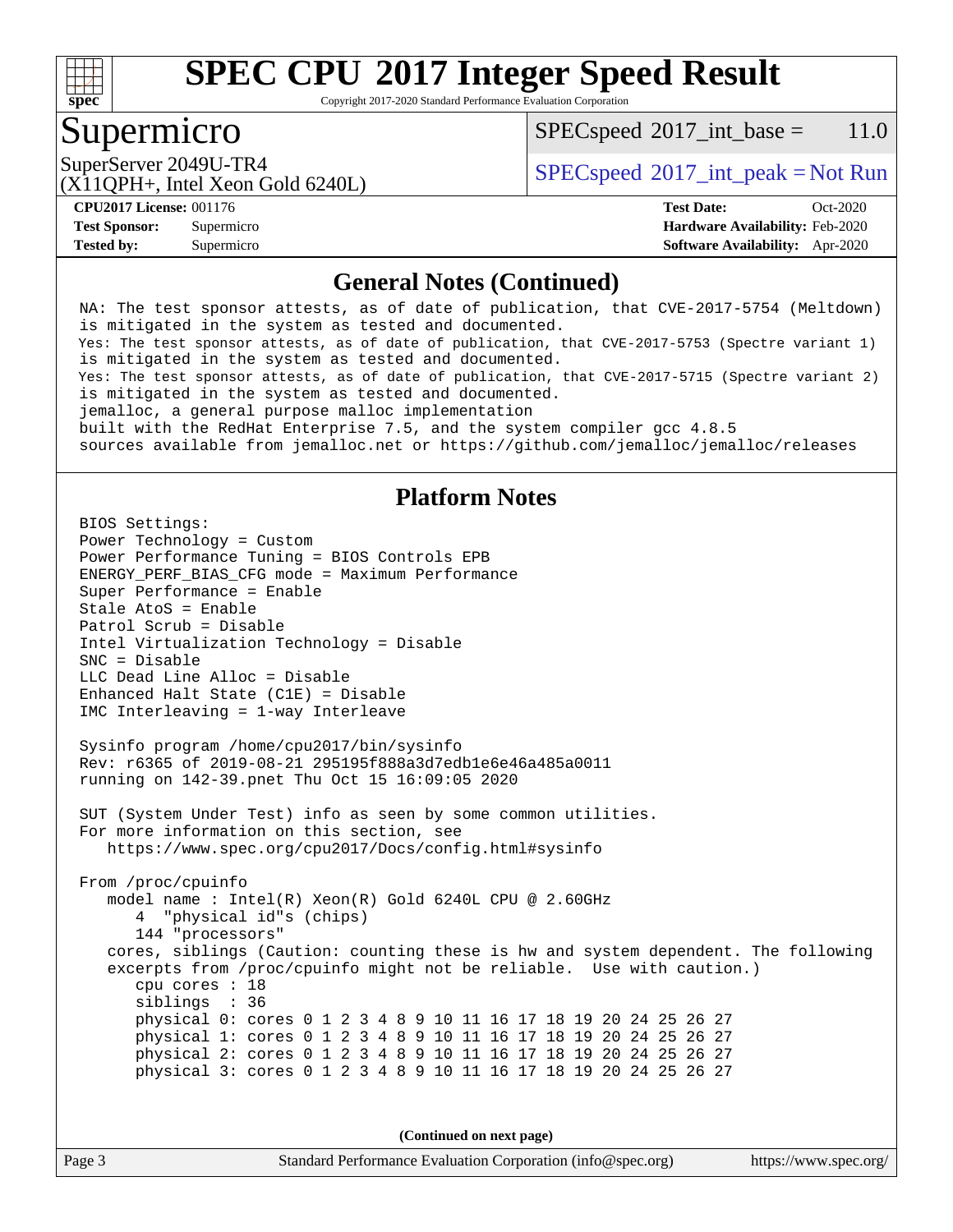# SPEC CPU 2017 Integer Speed Result

Copyright 2017-2020 Standard Performance Evaluation Corporation

## Supermicro

SuperServer 2049U-TR4
(X11QPH+, Intel Xeon Gold 6240L)

SPECspeed 2017_int_base = 11.0

SPECspeed 2017_int_peak = Not Run

**CPU2017 License:** 001176
**Test Sponsor:** Supermicro
**Tested by:** Supermicro

**Test Date:** Oct-2020
**Hardware Availability:** Feb-2020
**Software Availability:** Apr-2020

## General Notes (Continued)

```
NA: The test sponsor attests, as of date of publication, that CVE-2017-5754 (Meltdown)
is mitigated in the system as tested and documented.
Yes: The test sponsor attests, as of date of publication, that CVE-2017-5753 (Spectre variant 1)
is mitigated in the system as tested and documented.
Yes: The test sponsor attests, as of date of publication, that CVE-2017-5715 (Spectre variant 2)
is mitigated in the system as tested and documented.
jemalloc, a general purpose malloc implementation
built with the RedHat Enterprise 7.5, and the system compiler gcc 4.8.5
sources available from jemalloc.net or https://github.com/jemalloc/jemalloc/releases
```

## Platform Notes

```
BIOS Settings:
Power Technology = Custom
Power Performance Tuning = BIOS Controls EPB
ENERGY_PERF_BIAS_CFG mode = Maximum Performance
Super Performance = Enable
Stale AtoS = Enable
Patrol Scrub = Disable
Intel Virtualization Technology = Disable
SNC = Disable
LLC Dead Line Alloc = Disable
Enhanced Halt State (C1E) = Disable
IMC Interleaving = 1-way Interleave

Sysinfo program /home/cpu2017/bin/sysinfo
Rev: r6365 of 2019-08-21 295195f888a3d7edb1e6e46a485a0011
running on 142-39.pnet Thu Oct 15 16:09:05 2020

SUT (System Under Test) info as seen by some common utilities.
For more information on this section, see
   https://www.spec.org/cpu2017/Docs/config.html#sysinfo

From /proc/cpuinfo
   model name : Intel(R) Xeon(R) Gold 6240L CPU @ 2.60GHz
      4  "physical id"s (chips)
      144 "processors"
   cores, siblings (Caution: counting these is hw and system dependent. The following
   excerpts from /proc/cpuinfo might not be reliable.  Use with caution.)
      cpu cores : 18
      siblings  : 36
      physical 0: cores 0 1 2 3 4 8 9 10 11 16 17 18 19 20 24 25 26 27
      physical 1: cores 0 1 2 3 4 8 9 10 11 16 17 18 19 20 24 25 26 27
      physical 2: cores 0 1 2 3 4 8 9 10 11 16 17 18 19 20 24 25 26 27
      physical 3: cores 0 1 2 3 4 8 9 10 11 16 17 18 19 20 24 25 26 27
```

(Continued on next page)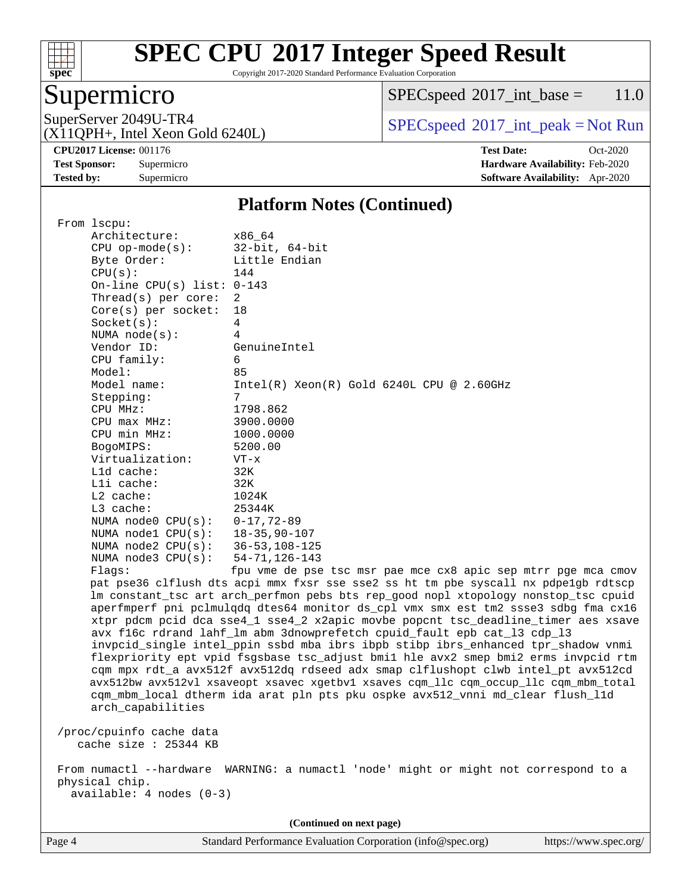## Platform Notes (Continued)

```
From lscpu:
     Architecture:        x86_64
     CPU op-mode(s):      32-bit, 64-bit
     Byte Order:          Little Endian
     CPU(s):              144
     On-line CPU(s) list: 0-143
     Thread(s) per core:  2
     Core(s) per socket:  18
     Socket(s):           4
     NUMA node(s):        4
     Vendor ID:           GenuineIntel
     CPU family:          6
     Model:               85
     Model name:          Intel(R) Xeon(R) Gold 6240L CPU @ 2.60GHz
     Stepping:            7
     CPU MHz:             1798.862
     CPU max MHz:         3900.0000
     CPU min MHz:         1000.0000
     BogoMIPS:            5200.00
     Virtualization:      VT-x
     L1d cache:           32K
     L1i cache:           32K
     L2 cache:            1024K
     L3 cache:            25344K
     NUMA node0 CPU(s):   0-17,72-89
     NUMA node1 CPU(s):   18-35,90-107
     NUMA node2 CPU(s):   36-53,108-125
     NUMA node3 CPU(s):   54-71,126-143
     Flags:               fpu vme de pse tsc msr pae mce cx8 apic sep mtrr pge mca cmov
     pat pse36 clflush dts acpi mmx fxsr sse sse2 ss ht tm pbe syscall nx pdpe1gb rdtscp
     lm constant_tsc art arch_perfmon pebs bts rep_good nopl xtopology nonstop_tsc cpuid
     aperfmperf pni pclmulqdq dtes64 monitor ds_cpl vmx smx est tm2 ssse3 sdbg fma cx16
     xtpr pdcm pcid dca sse4_1 sse4_2 x2apic movbe popcnt tsc_deadline_timer aes xsave
     avx f16c rdrand lahf_lm abm 3dnowprefetch cpuid_fault epb cat_l3 cdp_l3
     invpcid_single intel_ppin ssbd mba ibrs ibpb stibp ibrs_enhanced tpr_shadow vnmi
     flexpriority ept vpid fsgsbase tsc_adjust bmi1 hle avx2 smep bmi2 erms invpcid rtm
     cqm mpx rdt_a avx512f avx512dq rdseed adx smap clflushopt clwb intel_pt avx512cd
     avx512bw avx512vl xsaveopt xsavec xgetbv1 xsaves cqm_llc cqm_occup_llc cqm_mbm_total
     cqm_mbm_local dtherm ida arat pln pts pku ospke avx512_vnni md_clear flush_l1d
     arch_capabilities

 /proc/cpuinfo cache data
    cache size : 25344 KB

 From numactl --hardware  WARNING: a numactl 'node' might or might not correspond to a
 physical chip.
   available: 4 nodes (0-3)
```

(Continued on next page)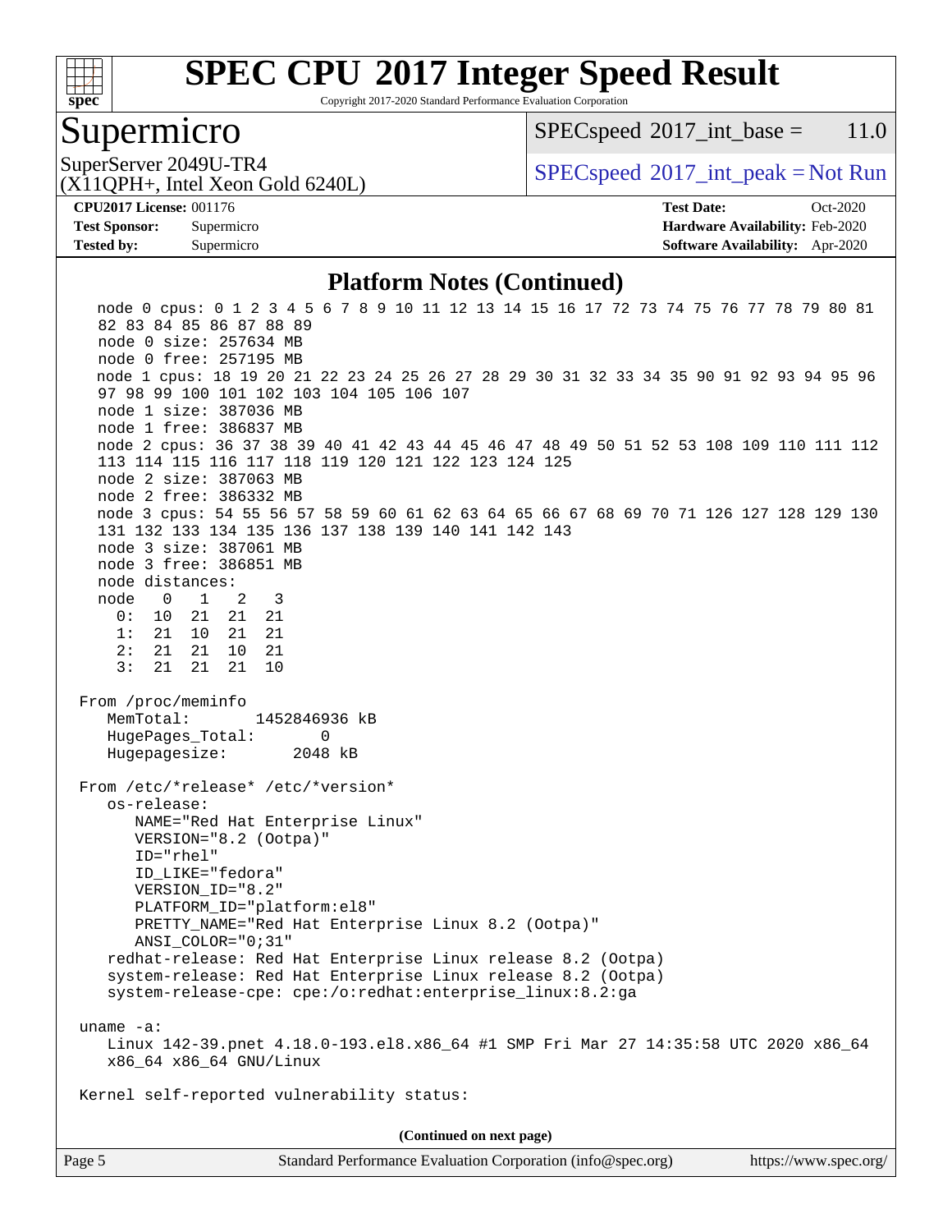# SPEC CPU 2017 Integer Speed Result

Copyright 2017-2020 Standard Performance Evaluation Corporation

## Supermicro

SuperServer 2049U-TR4
(X11QPH+, Intel Xeon Gold 6240L)

SPECspeed 2017_int_base = 11.0

SPECspeed 2017_int_peak = Not Run

**CPU2017 License:** 001176
**Test Sponsor:** Supermicro
**Tested by:** Supermicro

**Test Date:** Oct-2020
**Hardware Availability:** Feb-2020
**Software Availability:** Apr-2020

### Platform Notes (Continued)

```
    node 0 cpus: 0 1 2 3 4 5 6 7 8 9 10 11 12 13 14 15 16 17 72 73 74 75 76 77 78 79 80 81
    82 83 84 85 86 87 88 89
    node 0 size: 257634 MB
    node 0 free: 257195 MB
    node 1 cpus: 18 19 20 21 22 23 24 25 26 27 28 29 30 31 32 33 34 35 90 91 92 93 94 95 96
    97 98 99 100 101 102 103 104 105 106 107
    node 1 size: 387036 MB
    node 1 free: 386837 MB
    node 2 cpus: 36 37 38 39 40 41 42 43 44 45 46 47 48 49 50 51 52 53 108 109 110 111 112
    113 114 115 116 117 118 119 120 121 122 123 124 125
    node 2 size: 387063 MB
    node 2 free: 386332 MB
    node 3 cpus: 54 55 56 57 58 59 60 61 62 63 64 65 66 67 68 69 70 71 126 127 128 129 130
    131 132 133 134 135 136 137 138 139 140 141 142 143
    node 3 size: 387061 MB
    node 3 free: 386851 MB
    node distances:
    node   0   1   2   3
      0:  10  21  21  21
      1:  21  10  21  21
      2:  21  21  10  21
      3:  21  21  21  10

 From /proc/meminfo
    MemTotal:       1452846936 kB
    HugePages_Total:       0
    Hugepagesize:       2048 kB

 From /etc/*release* /etc/*version*
    os-release:
       NAME="Red Hat Enterprise Linux"
       VERSION="8.2 (Ootpa)"
       ID="rhel"
       ID_LIKE="fedora"
       VERSION_ID="8.2"
       PLATFORM_ID="platform:el8"
       PRETTY_NAME="Red Hat Enterprise Linux 8.2 (Ootpa)"
       ANSI_COLOR="0;31"
    redhat-release: Red Hat Enterprise Linux release 8.2 (Ootpa)
    system-release: Red Hat Enterprise Linux release 8.2 (Ootpa)
    system-release-cpe: cpe:/o:redhat:enterprise_linux:8.2:ga

 uname -a:
    Linux 142-39.pnet 4.18.0-193.el8.x86_64 #1 SMP Fri Mar 27 14:35:58 UTC 2020 x86_64
    x86_64 x86_64 GNU/Linux

 Kernel self-reported vulnerability status:
```

(Continued on next page)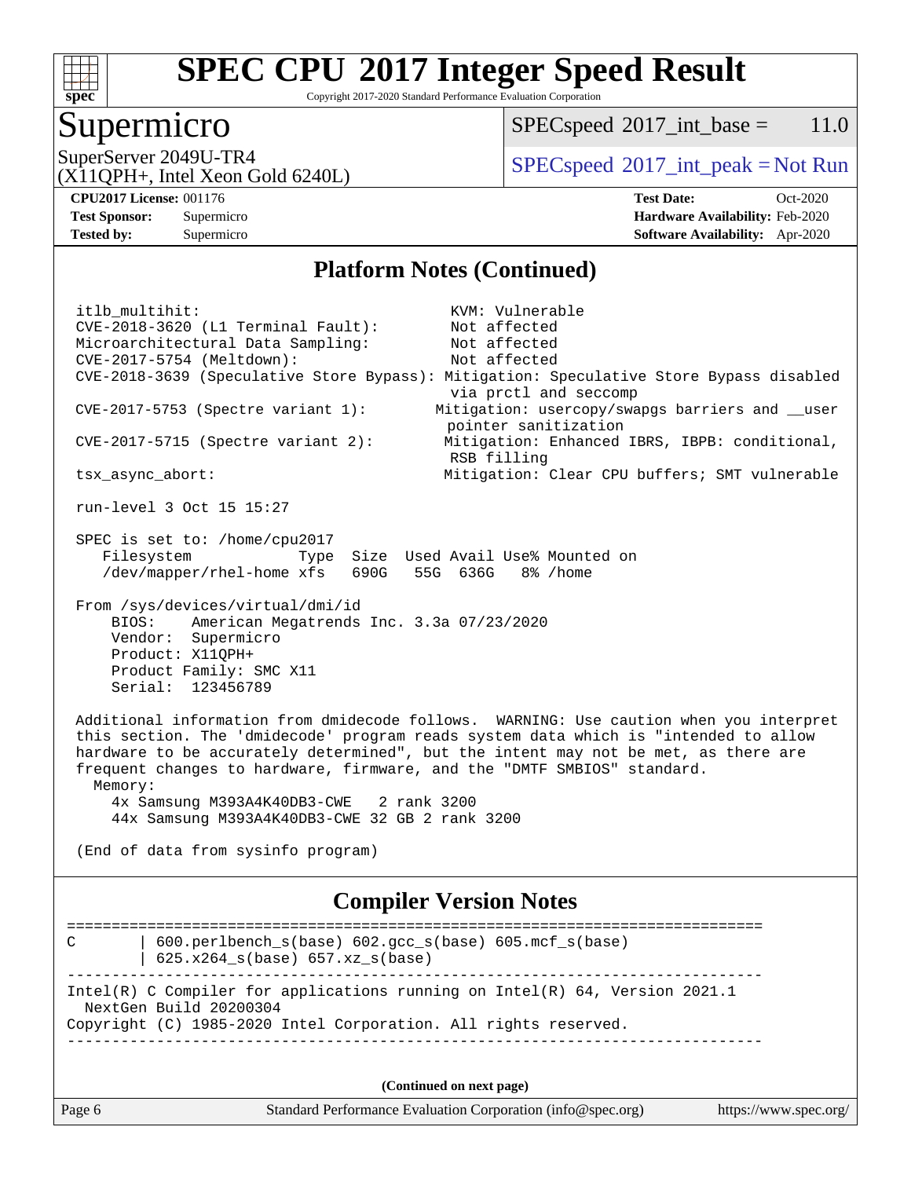# SPEC CPU 2017 Integer Speed Result

Copyright 2017-2020 Standard Performance Evaluation Corporation

## Supermicro

SuperServer 2049U-TR4
(X11QPH+, Intel Xeon Gold 6240L)

SPECspeed 2017_int_base = 11.0

SPECspeed 2017_int_peak = Not Run

**CPU2017 License:** 001176
**Test Sponsor:** Supermicro
**Tested by:** Supermicro

**Test Date:** Oct-2020
**Hardware Availability:** Feb-2020
**Software Availability:** Apr-2020

## Platform Notes (Continued)

```
itlb_multihit:                               KVM: Vulnerable
CVE-2018-3620 (L1 Terminal Fault):           Not affected
Microarchitectural Data Sampling:            Not affected
CVE-2017-5754 (Meltdown):                    Not affected
CVE-2018-3639 (Speculative Store Bypass): Mitigation: Speculative Store Bypass disabled
                                             via prctl and seccomp
CVE-2017-5753 (Spectre variant 1):         Mitigation: usercopy/swapgs barriers and __user
                                             pointer sanitization
CVE-2017-5715 (Spectre variant 2):          Mitigation: Enhanced IBRS, IBPB: conditional,
                                             RSB filling
tsx_async_abort:                            Mitigation: Clear CPU buffers; SMT vulnerable

run-level 3 Oct 15 15:27

SPEC is set to: /home/cpu2017
   Filesystem           Type  Size  Used Avail Use% Mounted on
   /dev/mapper/rhel-home xfs   690G   55G  636G   8% /home

From /sys/devices/virtual/dmi/id
    BIOS:    American Megatrends Inc. 3.3a 07/23/2020
    Vendor:  Supermicro
    Product: X11QPH+
    Product Family: SMC X11
    Serial:  123456789

Additional information from dmidecode follows.  WARNING: Use caution when you interpret
this section. The 'dmidecode' program reads system data which is "intended to allow
hardware to be accurately determined", but the intent may not be met, as there are
frequent changes to hardware, firmware, and the "DMTF SMBIOS" standard.
  Memory:
    4x Samsung M393A4K40DB3-CWE   2 rank 3200
    44x Samsung M393A4K40DB3-CWE 32 GB 2 rank 3200

(End of data from sysinfo program)
```

## Compiler Version Notes

```
==============================================================================
C       | 600.perlbench_s(base) 602.gcc_s(base) 605.mcf_s(base)
        | 625.x264_s(base) 657.xz_s(base)
------------------------------------------------------------------------------
Intel(R) C Compiler for applications running on Intel(R) 64, Version 2021.1
  NextGen Build 20200304
Copyright (C) 1985-2020 Intel Corporation. All rights reserved.
------------------------------------------------------------------------------
```

(Continued on next page)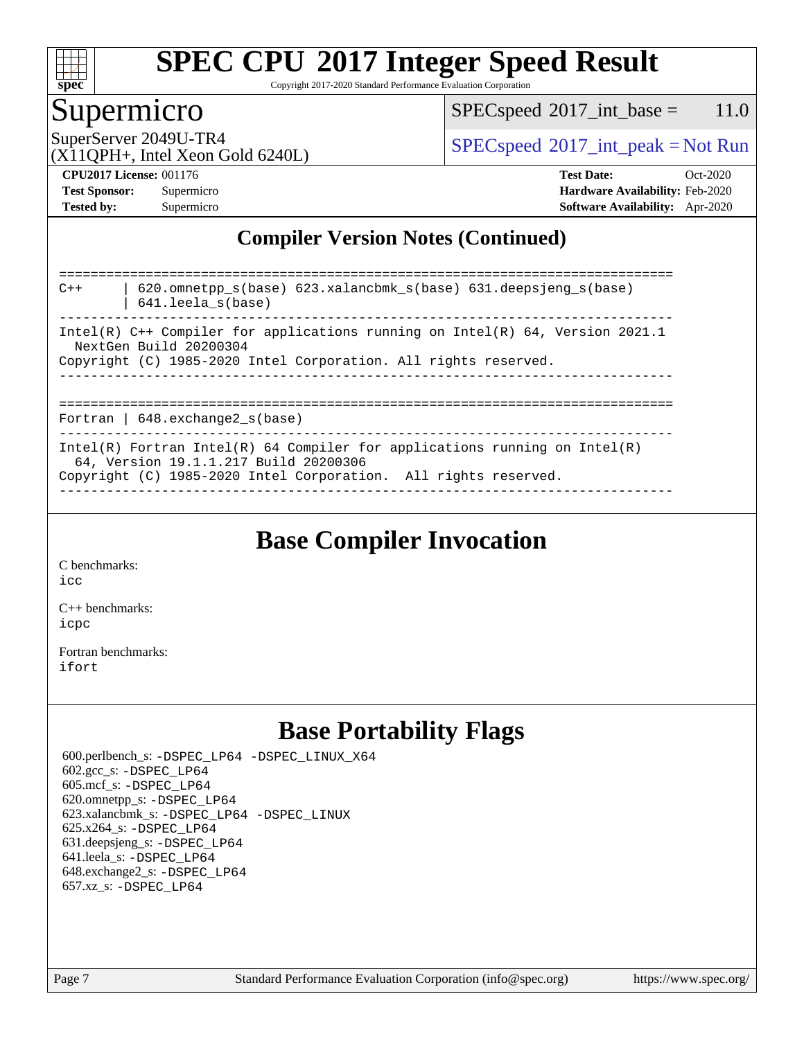# SPEC CPU 2017 Integer Speed Result

Copyright 2017-2020 Standard Performance Evaluation Corporation

## Supermicro

SuperServer 2049U-TR4
(X11QPH+, Intel Xeon Gold 6240L)

SPECspeed 2017_int_base = 11.0

SPECspeed 2017_int_peak = Not Run

**CPU2017 License:** 001176
**Test Sponsor:** Supermicro
**Tested by:** Supermicro

**Test Date:** Oct-2020
**Hardware Availability:** Feb-2020
**Software Availability:** Apr-2020

## Compiler Version Notes (Continued)

```
==============================================================================
C++      | 620.omnetpp_s(base) 623.xalancbmk_s(base) 631.deepsjeng_s(base)
         | 641.leela_s(base)
------------------------------------------------------------------------------
Intel(R) C++ Compiler for applications running on Intel(R) 64, Version 2021.1
  NextGen Build 20200304
Copyright (C) 1985-2020 Intel Corporation. All rights reserved.
------------------------------------------------------------------------------

==============================================================================
Fortran | 648.exchange2_s(base)
------------------------------------------------------------------------------
Intel(R) Fortran Intel(R) 64 Compiler for applications running on Intel(R)
  64, Version 19.1.1.217 Build 20200306
Copyright (C) 1985-2020 Intel Corporation.  All rights reserved.
------------------------------------------------------------------------------
```

## Base Compiler Invocation

C benchmarks:
icc

C++ benchmarks:
icpc

Fortran benchmarks:
ifort

## Base Portability Flags

600.perlbench_s: -DSPEC_LP64 -DSPEC_LINUX_X64
602.gcc_s: -DSPEC_LP64
605.mcf_s: -DSPEC_LP64
620.omnetpp_s: -DSPEC_LP64
623.xalancbmk_s: -DSPEC_LP64 -DSPEC_LINUX
625.x264_s: -DSPEC_LP64
631.deepsjeng_s: -DSPEC_LP64
641.leela_s: -DSPEC_LP64
648.exchange2_s: -DSPEC_LP64
657.xz_s: -DSPEC_LP64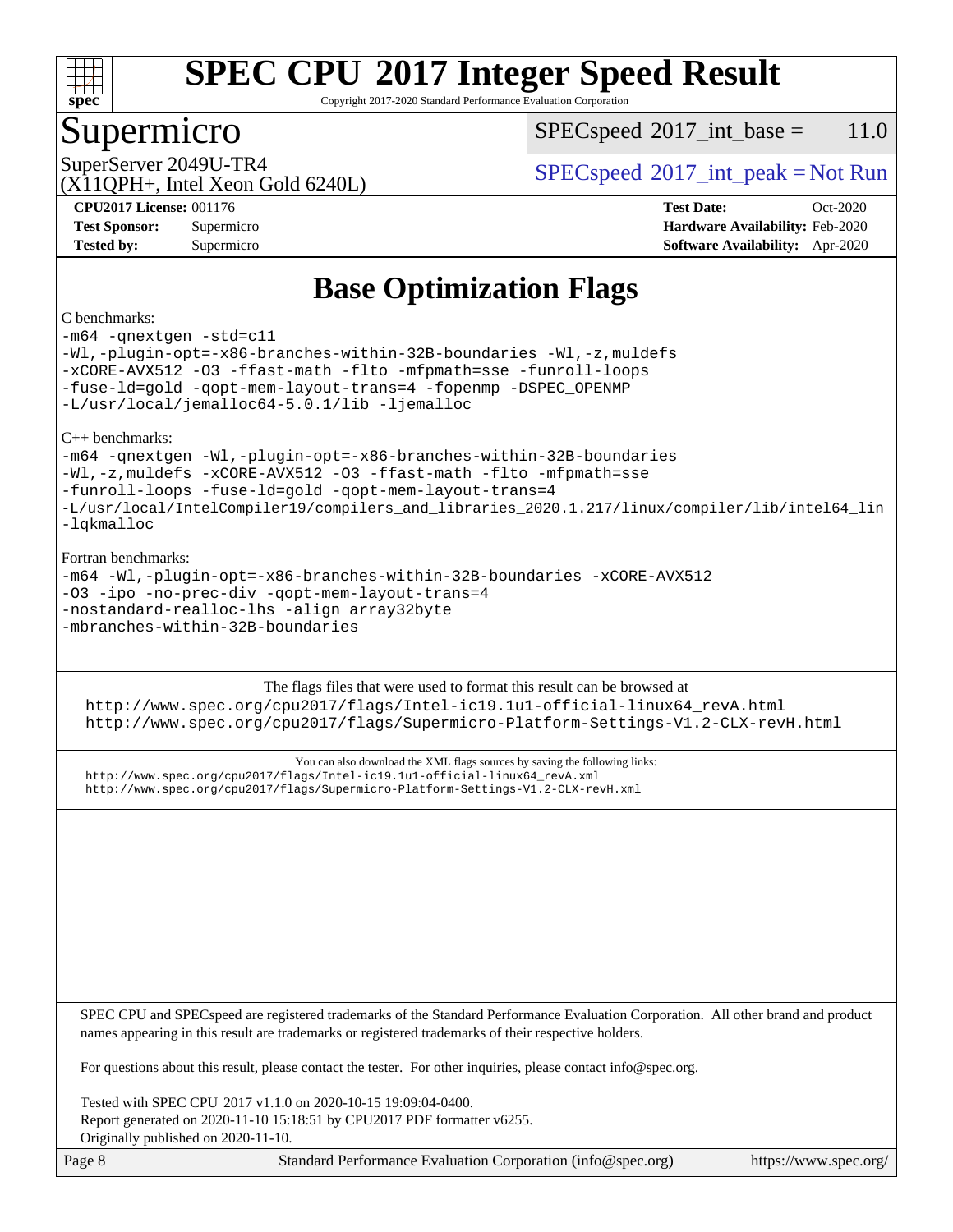# SPEC CPU 2017 Integer Speed Result

Copyright 2017-2020 Standard Performance Evaluation Corporation

# Supermicro

SuperServer 2049U-TR4
(X11QPH+, Intel Xeon Gold 6240L)

SPECspeed 2017_int_base = 11.0

SPECspeed 2017_int_peak = Not Run

**CPU2017 License:** 001176
**Test Sponsor:** Supermicro
**Tested by:** Supermicro

**Test Date:** Oct-2020
**Hardware Availability:** Feb-2020
**Software Availability:** Apr-2020

## Base Optimization Flags

C benchmarks:

```
-m64 -qnextgen -std=c11
-Wl,-plugin-opt=-x86-branches-within-32B-boundaries -Wl,-z,muldefs
-xCORE-AVX512 -O3 -ffast-math -flto -mfpmath=sse -funroll-loops
-fuse-ld=gold -qopt-mem-layout-trans=4 -fopenmp -DSPEC_OPENMP
-L/usr/local/jemalloc64-5.0.1/lib -ljemalloc
```

C++ benchmarks:

```
-m64 -qnextgen -Wl,-plugin-opt=-x86-branches-within-32B-boundaries
-Wl,-z,muldefs -xCORE-AVX512 -O3 -ffast-math -flto -mfpmath=sse
-funroll-loops -fuse-ld=gold -qopt-mem-layout-trans=4
-L/usr/local/IntelCompiler19/compilers_and_libraries_2020.1.217/linux/compiler/lib/intel64_lin
-lqkmalloc
```

Fortran benchmarks:

```
-m64 -Wl,-plugin-opt=-x86-branches-within-32B-boundaries -xCORE-AVX512
-O3 -ipo -no-prec-div -qopt-mem-layout-trans=4
-nostandard-realloc-lhs -align array32byte
-mbranches-within-32B-boundaries
```

The flags files that were used to format this result can be browsed at
http://www.spec.org/cpu2017/flags/Intel-ic19.1u1-official-linux64_revA.html
http://www.spec.org/cpu2017/flags/Supermicro-Platform-Settings-V1.2-CLX-revH.html

You can also download the XML flags sources by saving the following links:
http://www.spec.org/cpu2017/flags/Intel-ic19.1u1-official-linux64_revA.xml
http://www.spec.org/cpu2017/flags/Supermicro-Platform-Settings-V1.2-CLX-revH.xml

SPEC CPU and SPECspeed are registered trademarks of the Standard Performance Evaluation Corporation. All other brand and product names appearing in this result are trademarks or registered trademarks of their respective holders.

For questions about this result, please contact the tester. For other inquiries, please contact info@spec.org.

Tested with SPEC CPU 2017 v1.1.0 on 2020-10-15 19:09:04-0400.
Report generated on 2020-11-10 15:18:51 by CPU2017 PDF formatter v6255.
Originally published on 2020-11-10.